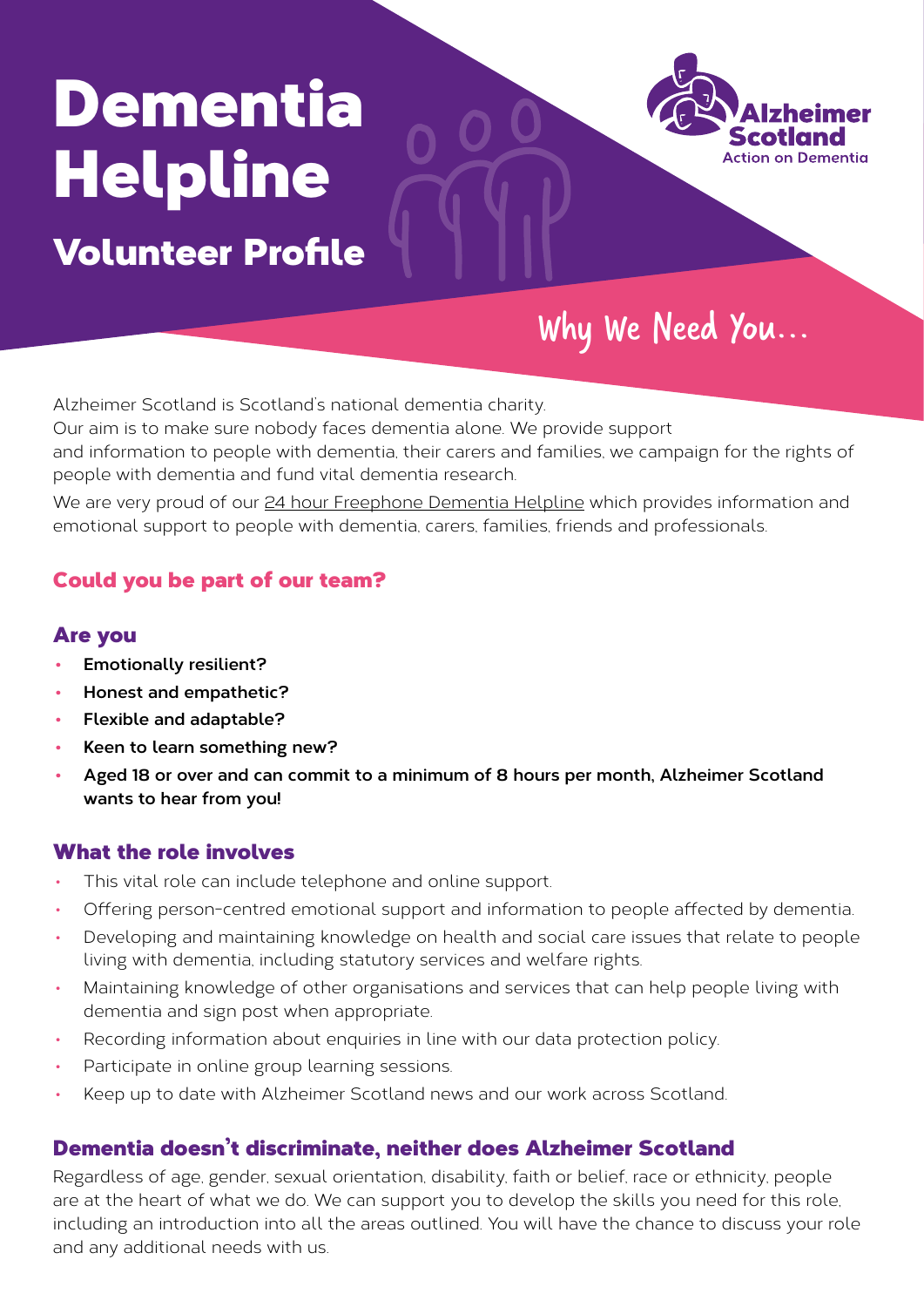# Dementia Helpline

## Volunteer Profile

Alzheimer Scotland
Action on Dementia

## Why We Need You…

Alzheimer Scotland is Scotland's national dementia charity.
Our aim is to make sure nobody faces dementia alone. We provide support and information to people with dementia, their carers and families, we campaign for the rights of people with dementia and fund vital dementia research.

We are very proud of our 24 hour Freephone Dementia Helpline which provides information and emotional support to people with dementia, carers, families, friends and professionals.

### Could you be part of our team?

### Are you

- **Emotionally resilient?**
- **Honest and empathetic?**
- **Flexible and adaptable?**
- **Keen to learn something new?**
- **Aged 18 or over and can commit to a minimum of 8 hours per month, Alzheimer Scotland wants to hear from you!**

### What the role involves

- This vital role can include telephone and online support.
- Offering person-centred emotional support and information to people affected by dementia.
- Developing and maintaining knowledge on health and social care issues that relate to people living with dementia, including statutory services and welfare rights.
- Maintaining knowledge of other organisations and services that can help people living with dementia and sign post when appropriate.
- Recording information about enquiries in line with our data protection policy.
- Participate in online group learning sessions.
- Keep up to date with Alzheimer Scotland news and our work across Scotland.

### Dementia doesn't discriminate, neither does Alzheimer Scotland

Regardless of age, gender, sexual orientation, disability, faith or belief, race or ethnicity, people are at the heart of what we do. We can support you to develop the skills you need for this role, including an introduction into all the areas outlined. You will have the chance to discuss your role and any additional needs with us.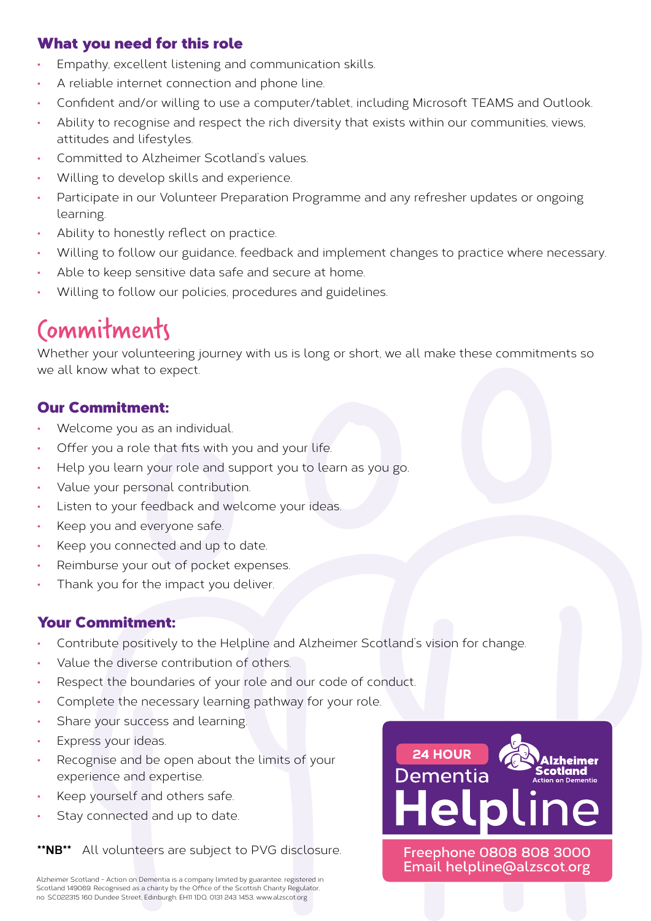### What you need for this role

- Empathy, excellent listening and communication skills.
- A reliable internet connection and phone line.
- Confident and/or willing to use a computer/tablet, including Microsoft TEAMS and Outlook.
- Ability to recognise and respect the rich diversity that exists within our communities, views, attitudes and lifestyles.
- Committed to Alzheimer Scotland's values.
- Willing to develop skills and experience.
- Participate in our Volunteer Preparation Programme and any refresher updates or ongoing learning.
- Ability to honestly reflect on practice.
- Willing to follow our guidance, feedback and implement changes to practice where necessary.
- Able to keep sensitive data safe and secure at home.
- Willing to follow our policies, procedures and guidelines.

## Commitments

Whether your volunteering journey with us is long or short, we all make these commitments so we all know what to expect.

### Our Commitment:

- Welcome you as an individual.
- Offer you a role that fits with you and your life.
- Help you learn your role and support you to learn as you go.
- Value your personal contribution.
- Listen to your feedback and welcome your ideas.
- Keep you and everyone safe.
- Keep you connected and up to date.
- Reimburse your out of pocket expenses.
- Thank you for the impact you deliver.

### Your Commitment:

- Contribute positively to the Helpline and Alzheimer Scotland's vision for change.
- Value the diverse contribution of others.
- Respect the boundaries of your role and our code of conduct.
- Complete the necessary learning pathway for your role.
- Share your success and learning.
- Express your ideas.
- Recognise and be open about the limits of your experience and expertise.
- Keep yourself and others safe.
- Stay connected and up to date.

**\*\*NB\*\*** All volunteers are subject to PVG disclosure.

24 HOUR Dementia Helpline

Alzheimer Scotland Action on Dementia

Freephone 0808 808 3000
Email helpline@alzscot.org

Alzheimer Scotland - Action on Dementia is a company limited by guarantee, registered in Scotland 149069. Recognised as a charity by the Office of the Scottish Charity Regulator, no. SC022315 160 Dundee Street, Edinburgh, EH11 1DQ, 0131 243 1453, www.alzscot.org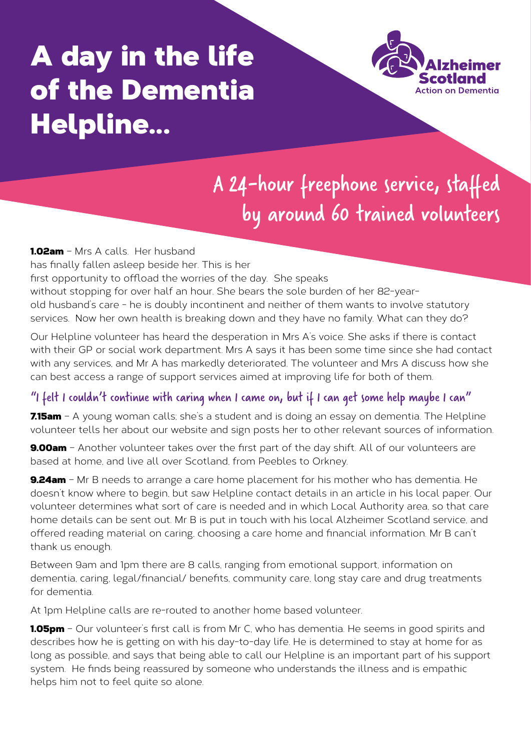# A day in the life of the Dementia Helpline...

Alzheimer Scotland
Action on Dementia

## A 24-hour freephone service, staffed by around 60 trained volunteers

**1.02am** – Mrs A calls. Her husband has finally fallen asleep beside her. This is her first opportunity to offload the worries of the day. She speaks without stopping for over half an hour. She bears the sole burden of her 82-year-old husband's care - he is doubly incontinent and neither of them wants to involve statutory services. Now her own health is breaking down and they have no family. What can they do?

Our Helpline volunteer has heard the desperation in Mrs A's voice. She asks if there is contact with their GP or social work department. Mrs A says it has been some time since she had contact with any services, and Mr A has markedly deteriorated. The volunteer and Mrs A discuss how she can best access a range of support services aimed at improving life for both of them.

### "I felt I couldn't continue with caring when I came on, but if I can get some help maybe I can"

**7.15am** – A young woman calls; she's a student and is doing an essay on dementia. The Helpline volunteer tells her about our website and sign posts her to other relevant sources of information.

**9.00am** – Another volunteer takes over the first part of the day shift. All of our volunteers are based at home, and live all over Scotland, from Peebles to Orkney.

**9.24am** – Mr B needs to arrange a care home placement for his mother who has dementia. He doesn't know where to begin, but saw Helpline contact details in an article in his local paper. Our volunteer determines what sort of care is needed and in which Local Authority area, so that care home details can be sent out. Mr B is put in touch with his local Alzheimer Scotland service, and offered reading material on caring, choosing a care home and financial information. Mr B can't thank us enough.

Between 9am and 1pm there are 8 calls, ranging from emotional support, information on dementia, caring, legal/financial/ benefits, community care, long stay care and drug treatments for dementia.

At 1pm Helpline calls are re-routed to another home based volunteer.

**1.05pm** – Our volunteer's first call is from Mr C, who has dementia. He seems in good spirits and describes how he is getting on with his day-to-day life. He is determined to stay at home for as long as possible, and says that being able to call our Helpline is an important part of his support system. He finds being reassured by someone who understands the illness and is empathic helps him not to feel quite so alone.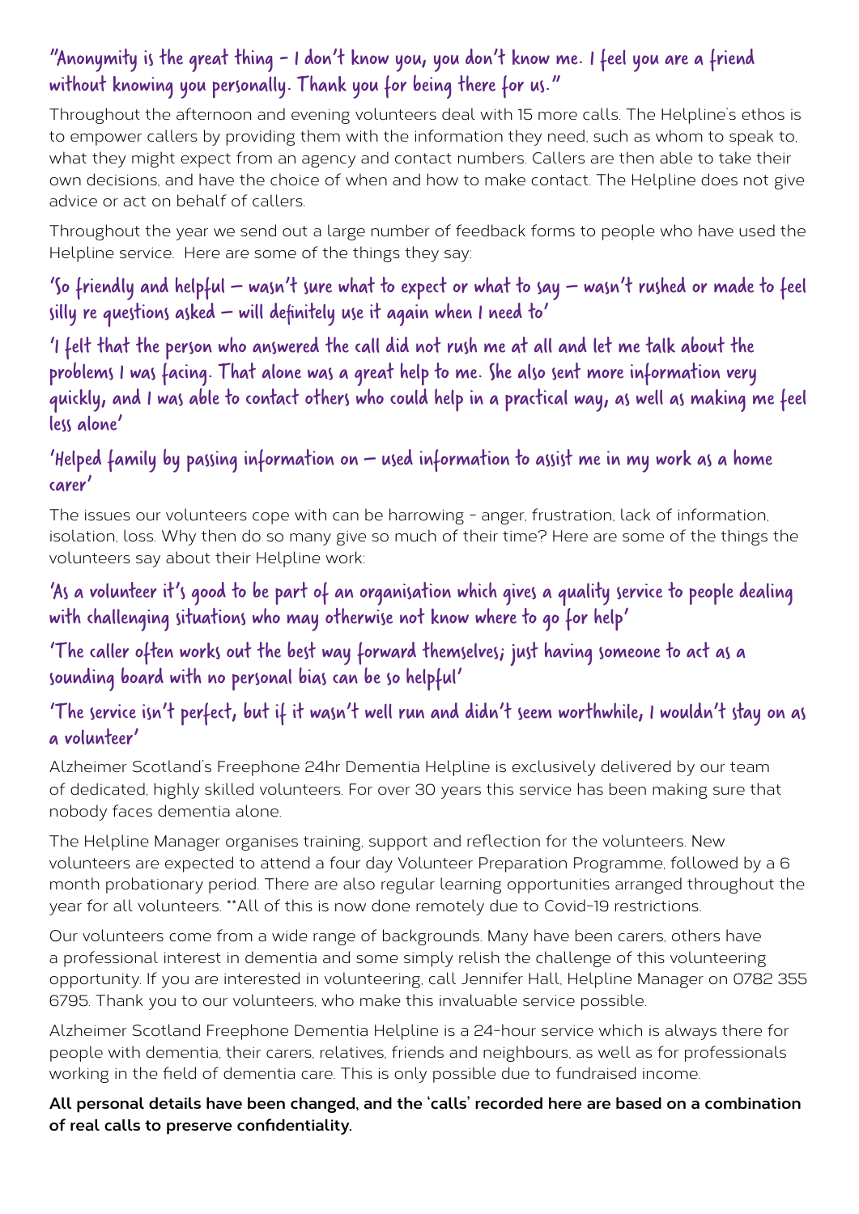**"Anonymity is the great thing - I don't know you, you don't know me. I feel you are a friend without knowing you personally. Thank you for being there for us."**

Throughout the afternoon and evening volunteers deal with 15 more calls. The Helpline's ethos is to empower callers by providing them with the information they need, such as whom to speak to, what they might expect from an agency and contact numbers. Callers are then able to take their own decisions, and have the choice of when and how to make contact. The Helpline does not give advice or act on behalf of callers.

Throughout the year we send out a large number of feedback forms to people who have used the Helpline service. Here are some of the things they say:

**'So friendly and helpful – wasn't sure what to expect or what to say – wasn't rushed or made to feel silly re questions asked – will definitely use it again when I need to'**

**'I felt that the person who answered the call did not rush me at all and let me talk about the problems I was facing. That alone was a great help to me. She also sent more information very quickly, and I was able to contact others who could help in a practical way, as well as making me feel less alone'**

**'Helped family by passing information on – used information to assist me in my work as a home carer'**

The issues our volunteers cope with can be harrowing - anger, frustration, lack of information, isolation, loss. Why then do so many give so much of their time? Here are some of the things the volunteers say about their Helpline work:

**'As a volunteer it's good to be part of an organisation which gives a quality service to people dealing with challenging situations who may otherwise not know where to go for help'**

**'The caller often works out the best way forward themselves; just having someone to act as a sounding board with no personal bias can be so helpful'**

**'The service isn't perfect, but if it wasn't well run and didn't seem worthwhile, I wouldn't stay on as a volunteer'**

Alzheimer Scotland's Freephone 24hr Dementia Helpline is exclusively delivered by our team of dedicated, highly skilled volunteers. For over 30 years this service has been making sure that nobody faces dementia alone.

The Helpline Manager organises training, support and reflection for the volunteers. New volunteers are expected to attend a four day Volunteer Preparation Programme, followed by a 6 month probationary period. There are also regular learning opportunities arranged throughout the year for all volunteers. **All of this is now done remotely due to Covid-19 restrictions.

Our volunteers come from a wide range of backgrounds. Many have been carers, others have a professional interest in dementia and some simply relish the challenge of this volunteering opportunity. If you are interested in volunteering, call Jennifer Hall, Helpline Manager on 0782 355 6795. Thank you to our volunteers, who make this invaluable service possible.

Alzheimer Scotland Freephone Dementia Helpline is a 24-hour service which is always there for people with dementia, their carers, relatives, friends and neighbours, as well as for professionals working in the field of dementia care. This is only possible due to fundraised income.

**All personal details have been changed, and the 'calls' recorded here are based on a combination of real calls to preserve confidentiality.**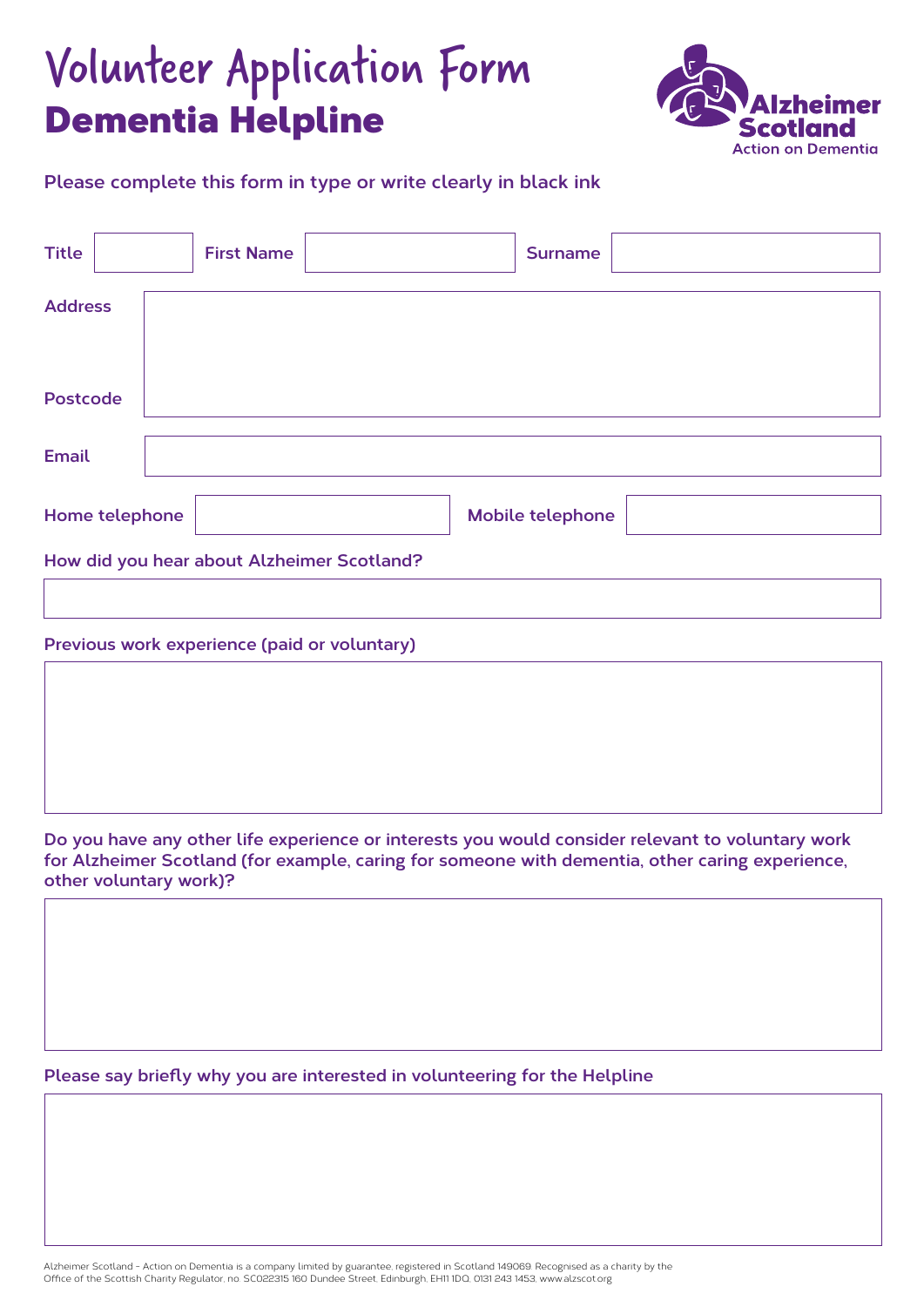# Volunteer Application Form

## Dementia Helpline

Alzheimer Scotland
Action on Dementia

**Please complete this form in type or write clearly in black ink**

| | | | | | |
|---|---|---|---|---|---|
| **Title** | | **First Name** | | **Surname** | |

**Address**

**Postcode**

**Email**

| | | | |
|---|---|---|---|
| **Home telephone** | | **Mobile telephone** | |

**How did you hear about Alzheimer Scotland?**

**Previous work experience (paid or voluntary)**

**Do you have any other life experience or interests you would consider relevant to voluntary work for Alzheimer Scotland (for example, caring for someone with dementia, other caring experience, other voluntary work)?**

**Please say briefly why you are interested in volunteering for the Helpline**

Alzheimer Scotland - Action on Dementia is a company limited by guarantee, registered in Scotland 149069. Recognised as a charity by the Office of the Scottish Charity Regulator, no. SC022315 160 Dundee Street, Edinburgh, EH11 1DQ, 0131 243 1453, www.alzscot.org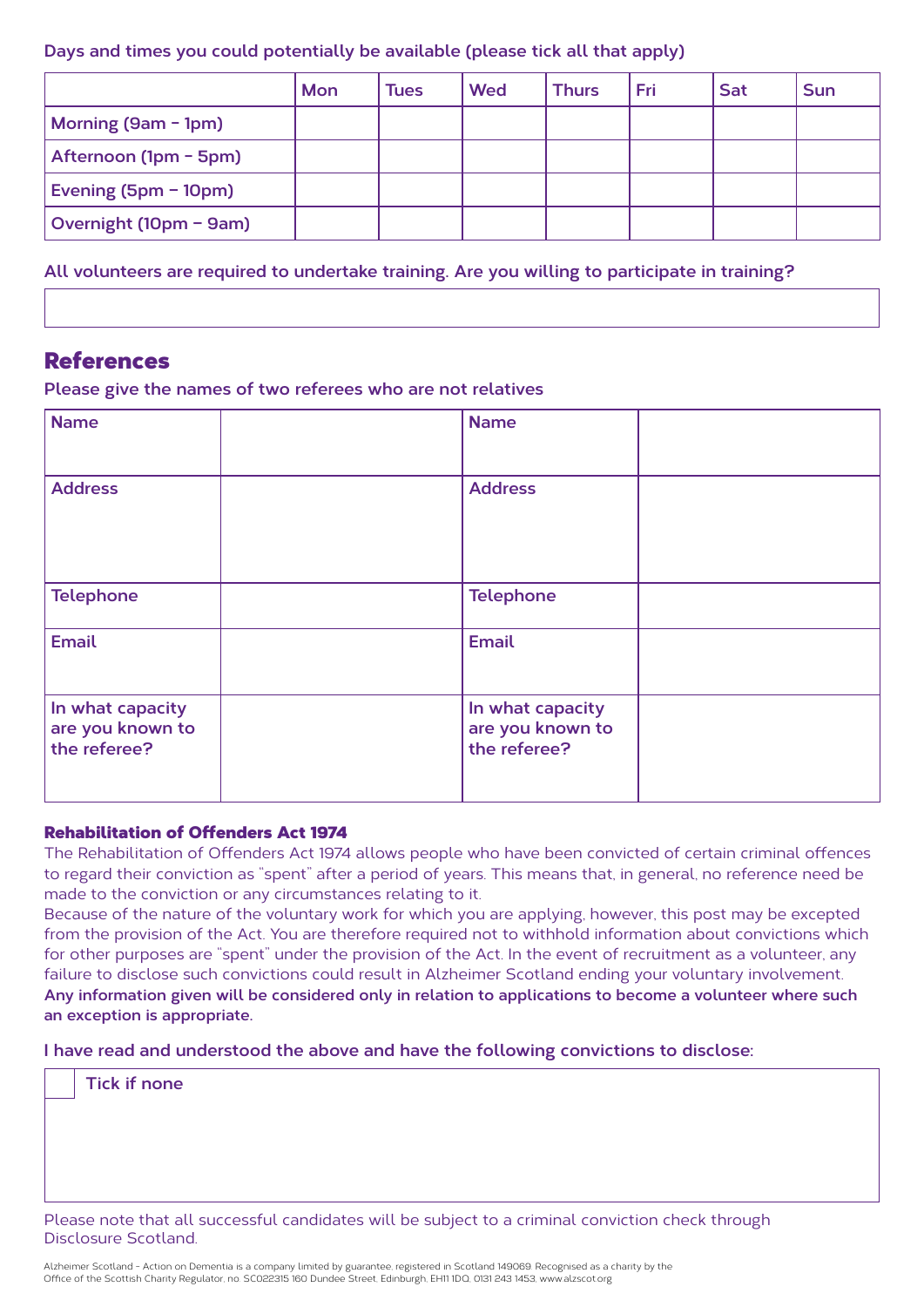**Days and times you could potentially be available (please tick all that apply)**

| | Mon | Tues | Wed | Thurs | Fri | Sat | Sun |
|---|---|---|---|---|---|---|---|
| Morning (9am – 1pm) | | | | | | | |
| Afternoon (1pm – 5pm) | | | | | | | |
| Evening (5pm – 10pm) | | | | | | | |
| Overnight (10pm – 9am) | | | | | | | |

**All volunteers are required to undertake training. Are you willing to participate in training?**

| |
|---|
| |

## References

**Please give the names of two referees who are not relatives**

| | | | |
|---|---|---|---|
| Name | | Name | |
| Address | | Address | |
| Telephone | | Telephone | |
| Email | | Email | |
| In what capacity are you known to the referee? | | In what capacity are you known to the referee? | |

### Rehabilitation of Offenders Act 1974

The Rehabilitation of Offenders Act 1974 allows people who have been convicted of certain criminal offences to regard their conviction as "spent" after a period of years. This means that, in general, no reference need be made to the conviction or any circumstances relating to it.

Because of the nature of the voluntary work for which you are applying, however, this post may be excepted from the provision of the Act. You are therefore required not to withhold information about convictions which for other purposes are "spent" under the provision of the Act. In the event of recruitment as a volunteer, any failure to disclose such convictions could result in Alzheimer Scotland ending your voluntary involvement.

**Any information given will be considered only in relation to applications to become a volunteer where such an exception is appropriate.**

**I have read and understood the above and have the following convictions to disclose:**

☐ Tick if none

Please note that all successful candidates will be subject to a criminal conviction check through Disclosure Scotland.

Alzheimer Scotland - Action on Dementia is a company limited by guarantee, registered in Scotland 149069. Recognised as a charity by the Office of the Scottish Charity Regulator, no. SC022315 160 Dundee Street, Edinburgh, EH11 1DQ. 0131 243 1453, www.alzscot.org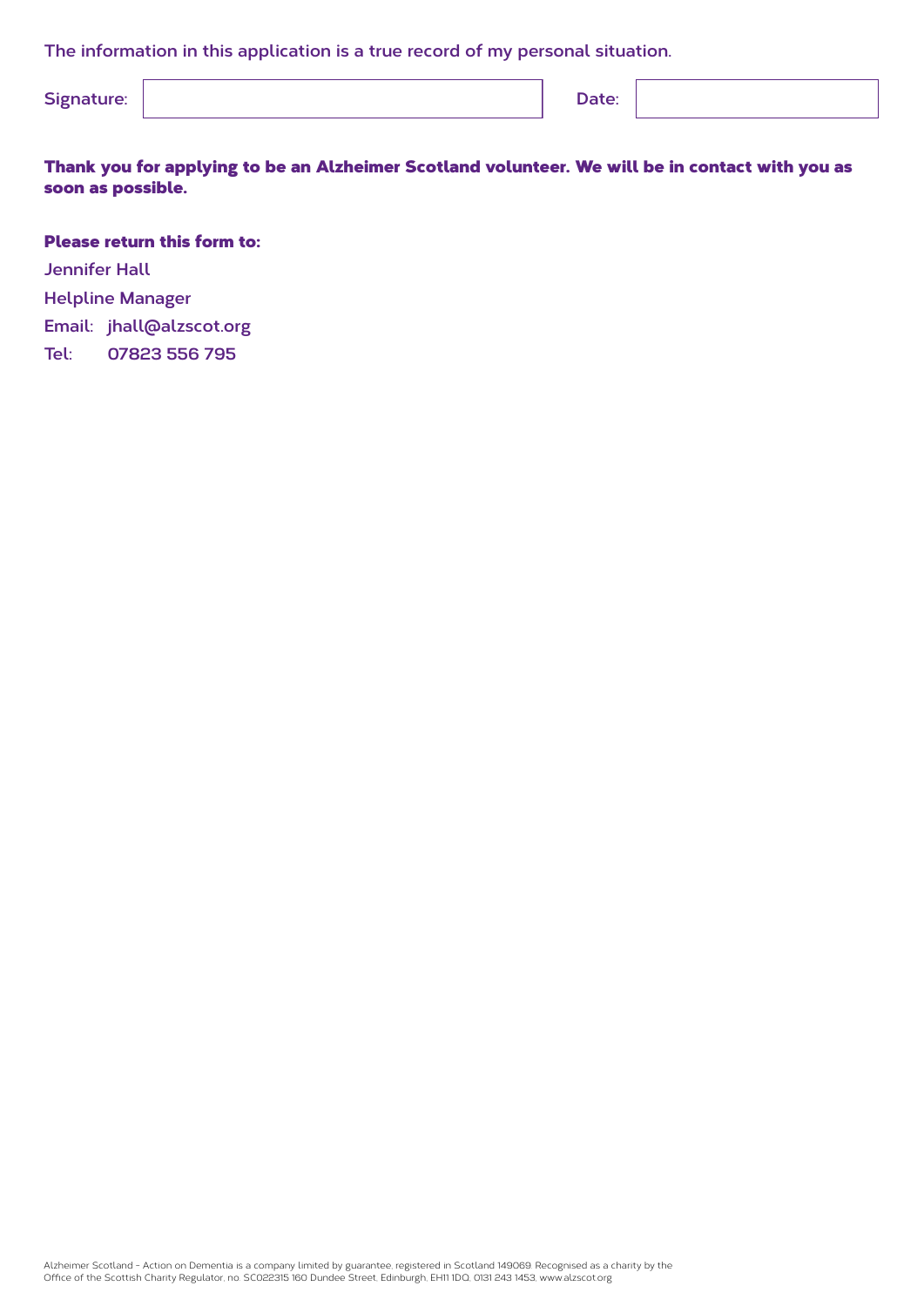The information in this application is a true record of my personal situation.

| | | | |
|---|---|---|---|
| Signature: | | Date: | |

**Thank you for applying to be an Alzheimer Scotland volunteer. We will be in contact with you as soon as possible.**

**Please return this form to:**

Jennifer Hall

Helpline Manager

Email: jhall@alzscot.org

Tel: 07823 556 795

Alzheimer Scotland - Action on Dementia is a company limited by guarantee, registered in Scotland 149069. Recognised as a charity by the Office of the Scottish Charity Regulator, no. SC022315 160 Dundee Street, Edinburgh, EH11 1DQ, 0131 243 1453, www.alzscot.org